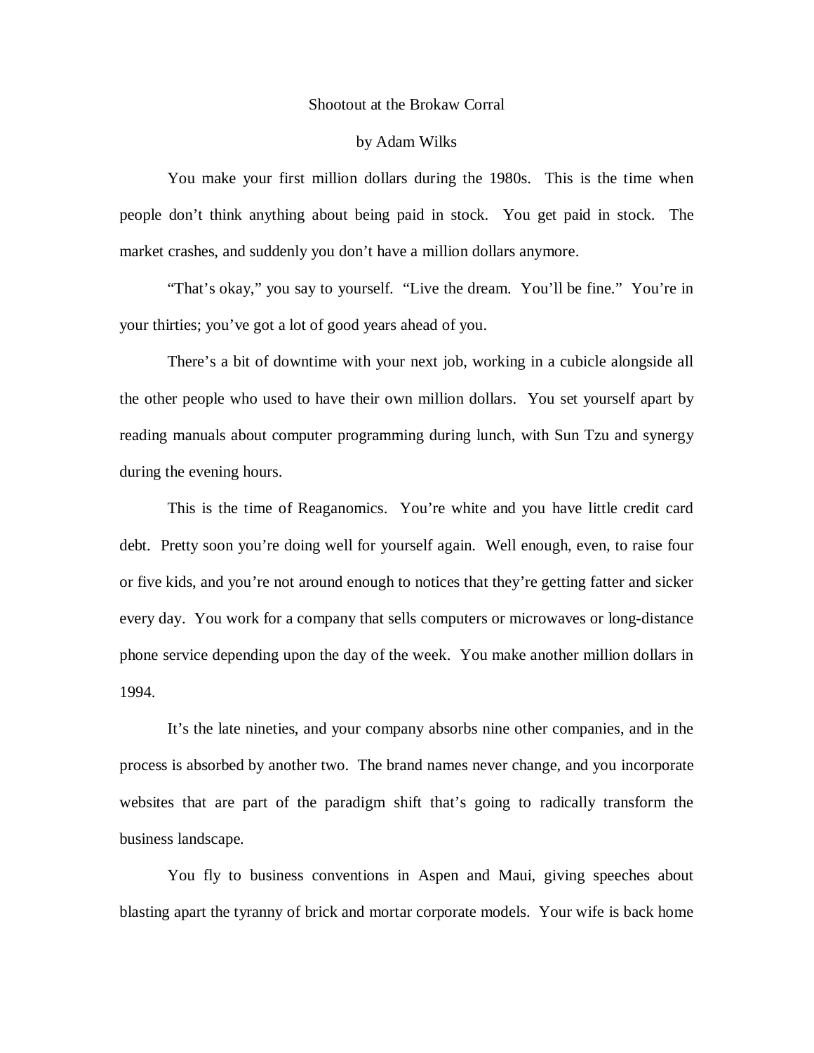# Shootout at the Brokaw Corral

by Adam Wilks

You make your first million dollars during the 1980s. This is the time when people don't think anything about being paid in stock. You get paid in stock. The market crashes, and suddenly you don't have a million dollars anymore.

"That's okay," you say to yourself. "Live the dream. You'll be fine." You're in your thirties; you've got a lot of good years ahead of you.

There's a bit of downtime with your next job, working in a cubicle alongside all the other people who used to have their own million dollars. You set yourself apart by reading manuals about computer programming during lunch, with Sun Tzu and synergy during the evening hours.

This is the time of Reaganomics. You're white and you have little credit card debt. Pretty soon you're doing well for yourself again. Well enough, even, to raise four or five kids, and you're not around enough to notices that they're getting fatter and sicker every day. You work for a company that sells computers or microwaves or long-distance phone service depending upon the day of the week. You make another million dollars in 1994.

It's the late nineties, and your company absorbs nine other companies, and in the process is absorbed by another two. The brand names never change, and you incorporate websites that are part of the paradigm shift that's going to radically transform the business landscape.

You fly to business conventions in Aspen and Maui, giving speeches about blasting apart the tyranny of brick and mortar corporate models. Your wife is back home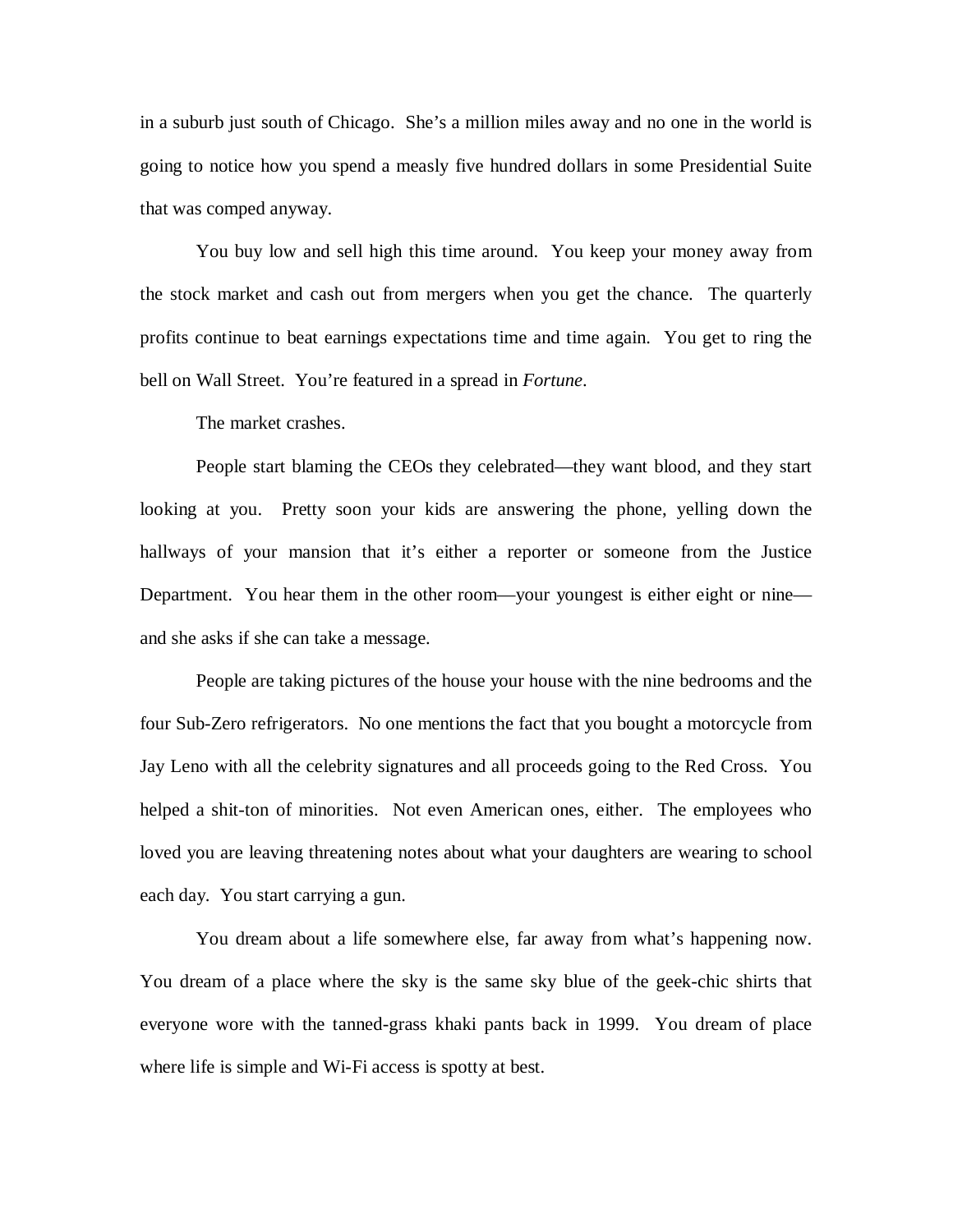in a suburb just south of Chicago. She's a million miles away and no one in the world is going to notice how you spend a measly five hundred dollars in some Presidential Suite that was comped anyway.

You buy low and sell high this time around. You keep your money away from the stock market and cash out from mergers when you get the chance. The quarterly profits continue to beat earnings expectations time and time again. You get to ring the bell on Wall Street. You're featured in a spread in *Fortune*.

The market crashes.

People start blaming the CEOs they celebrated—they want blood, and they start looking at you. Pretty soon your kids are answering the phone, yelling down the hallways of your mansion that it's either a reporter or someone from the Justice Department. You hear them in the other room—your youngest is either eight or nine—and she asks if she can take a message.

People are taking pictures of the house your house with the nine bedrooms and the four Sub-Zero refrigerators. No one mentions the fact that you bought a motorcycle from Jay Leno with all the celebrity signatures and all proceeds going to the Red Cross. You helped a shit-ton of minorities. Not even American ones, either. The employees who loved you are leaving threatening notes about what your daughters are wearing to school each day. You start carrying a gun.

You dream about a life somewhere else, far away from what's happening now. You dream of a place where the sky is the same sky blue of the geek-chic shirts that everyone wore with the tanned-grass khaki pants back in 1999. You dream of place where life is simple and Wi-Fi access is spotty at best.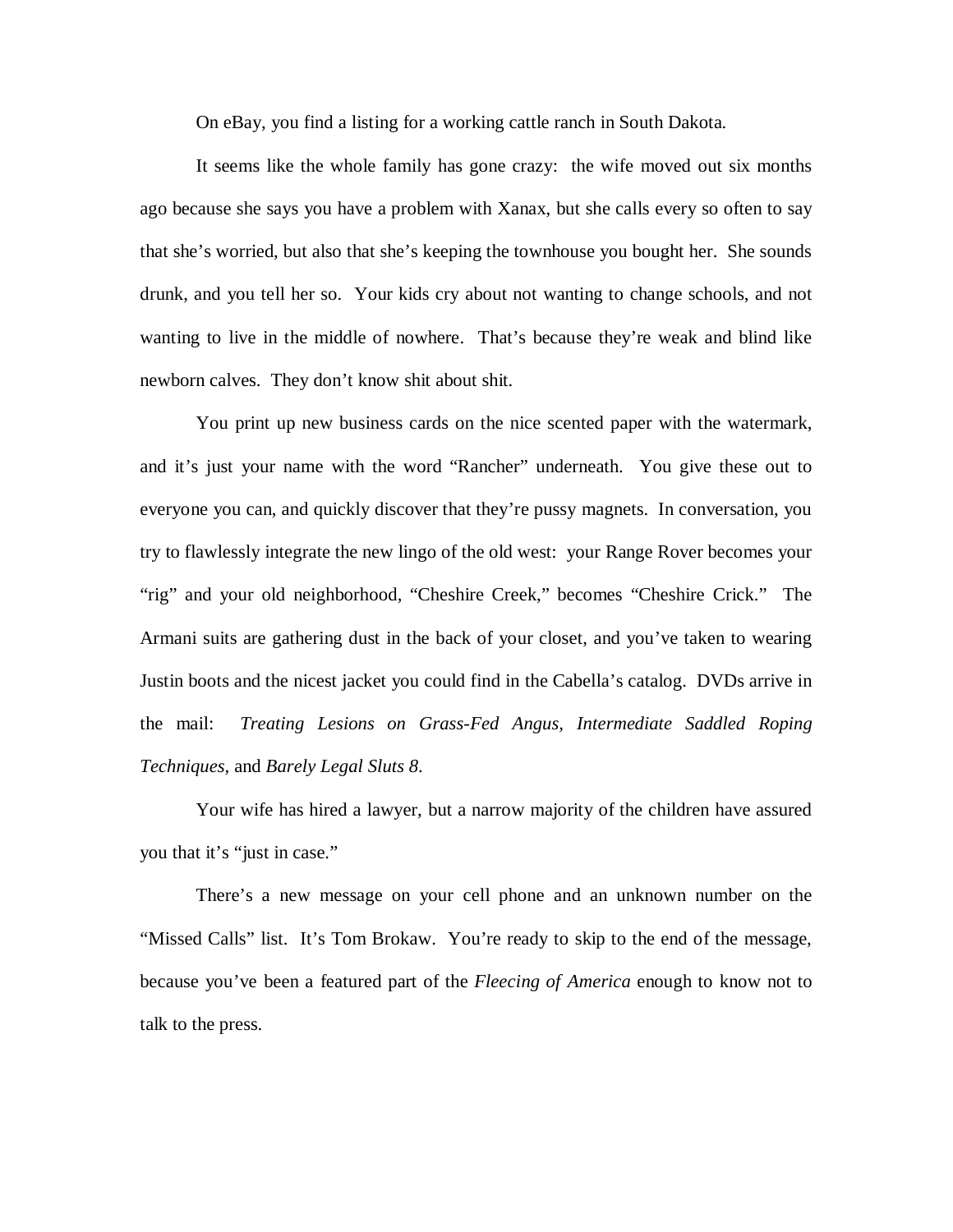On eBay, you find a listing for a working cattle ranch in South Dakota.

It seems like the whole family has gone crazy: the wife moved out six months ago because she says you have a problem with Xanax, but she calls every so often to say that she's worried, but also that she's keeping the townhouse you bought her. She sounds drunk, and you tell her so. Your kids cry about not wanting to change schools, and not wanting to live in the middle of nowhere. That's because they're weak and blind like newborn calves. They don't know shit about shit.

You print up new business cards on the nice scented paper with the watermark, and it's just your name with the word "Rancher" underneath. You give these out to everyone you can, and quickly discover that they're pussy magnets. In conversation, you try to flawlessly integrate the new lingo of the old west: your Range Rover becomes your "rig" and your old neighborhood, "Cheshire Creek," becomes "Cheshire Crick." The Armani suits are gathering dust in the back of your closet, and you've taken to wearing Justin boots and the nicest jacket you could find in the Cabella's catalog. DVDs arrive in the mail: *Treating Lesions on Grass-Fed Angus, Intermediate Saddled Roping Techniques,* and *Barely Legal Sluts 8*.

Your wife has hired a lawyer, but a narrow majority of the children have assured you that it's "just in case."

There's a new message on your cell phone and an unknown number on the "Missed Calls" list. It's Tom Brokaw. You're ready to skip to the end of the message, because you've been a featured part of the *Fleecing of America* enough to know not to talk to the press.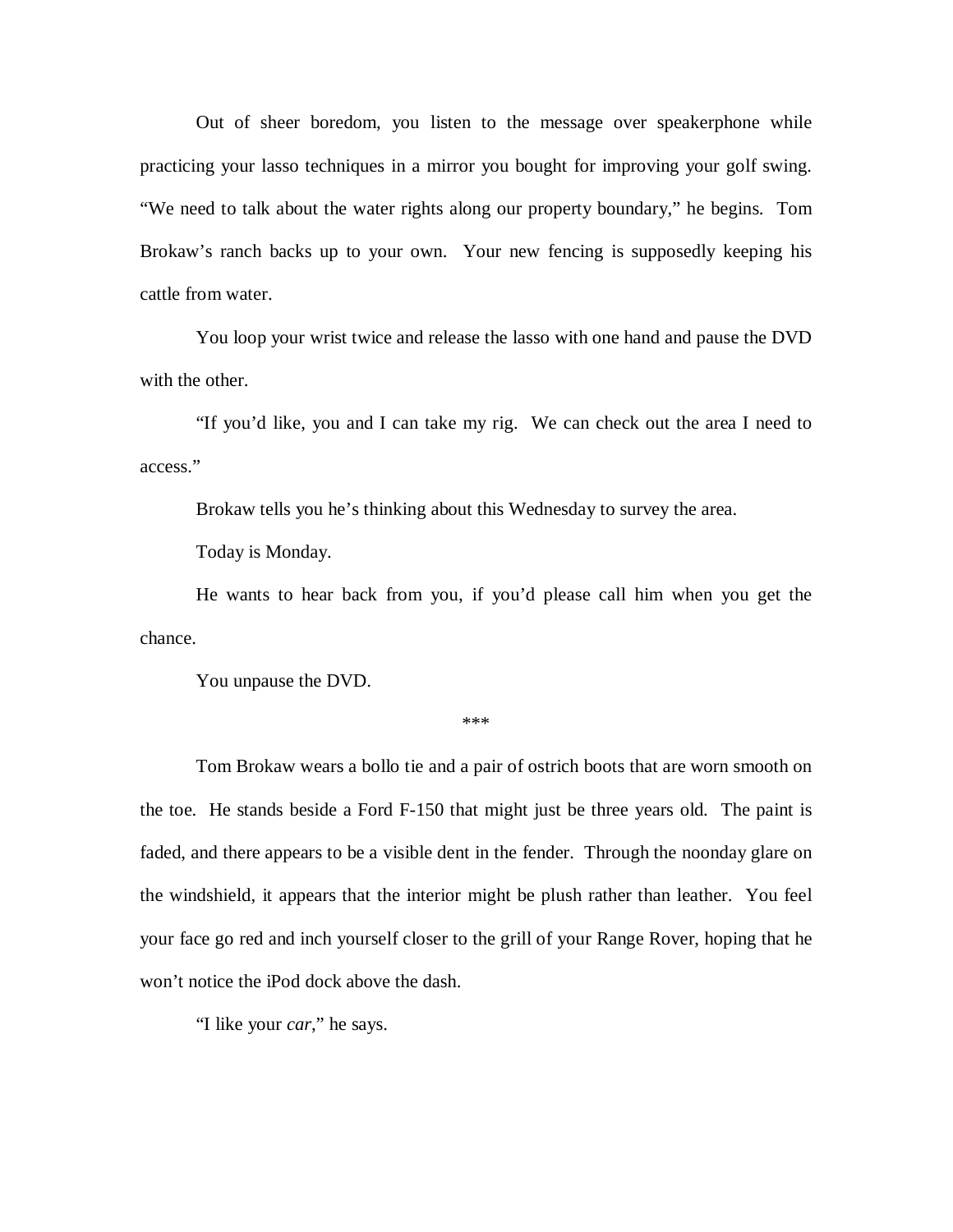Out of sheer boredom, you listen to the message over speakerphone while practicing your lasso techniques in a mirror you bought for improving your golf swing. "We need to talk about the water rights along our property boundary," he begins. Tom Brokaw's ranch backs up to your own. Your new fencing is supposedly keeping his cattle from water.

You loop your wrist twice and release the lasso with one hand and pause the DVD with the other.

"If you'd like, you and I can take my rig. We can check out the area I need to access."

Brokaw tells you he's thinking about this Wednesday to survey the area.

Today is Monday.

He wants to hear back from you, if you'd please call him when you get the chance.

You unpause the DVD.

***

Tom Brokaw wears a bollo tie and a pair of ostrich boots that are worn smooth on the toe. He stands beside a Ford F-150 that might just be three years old. The paint is faded, and there appears to be a visible dent in the fender. Through the noonday glare on the windshield, it appears that the interior might be plush rather than leather. You feel your face go red and inch yourself closer to the grill of your Range Rover, hoping that he won't notice the iPod dock above the dash.

"I like your *car*," he says.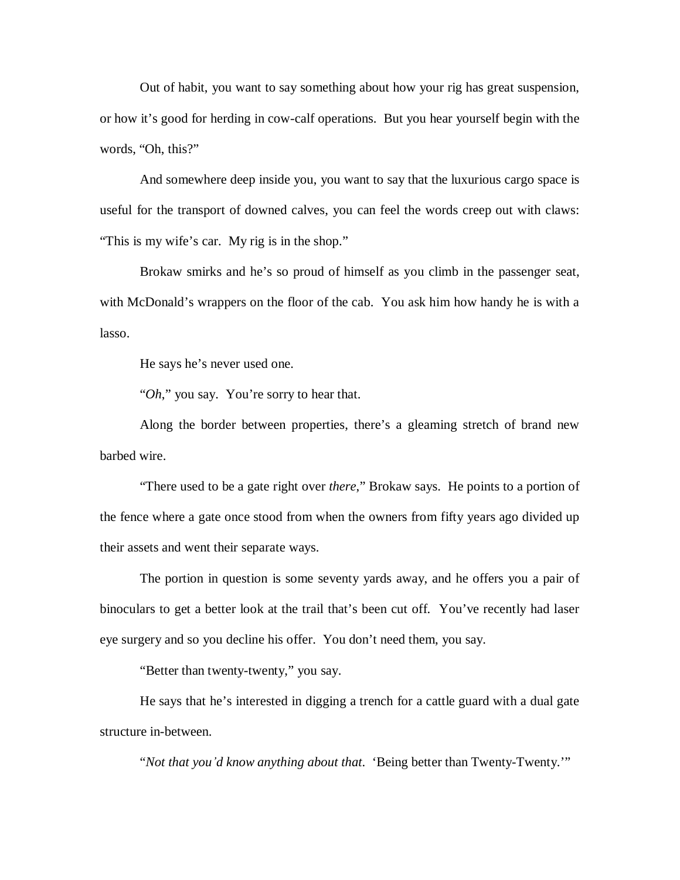Out of habit, you want to say something about how your rig has great suspension, or how it's good for herding in cow-calf operations. But you hear yourself begin with the words, "Oh, this?"

And somewhere deep inside you, you want to say that the luxurious cargo space is useful for the transport of downed calves, you can feel the words creep out with claws: "This is my wife's car. My rig is in the shop."

Brokaw smirks and he's so proud of himself as you climb in the passenger seat, with McDonald's wrappers on the floor of the cab. You ask him how handy he is with a lasso.

He says he's never used one.

"*Oh*," you say. You're sorry to hear that.

Along the border between properties, there's a gleaming stretch of brand new barbed wire.

"There used to be a gate right over *there*," Brokaw says. He points to a portion of the fence where a gate once stood from when the owners from fifty years ago divided up their assets and went their separate ways.

The portion in question is some seventy yards away, and he offers you a pair of binoculars to get a better look at the trail that's been cut off. You've recently had laser eye surgery and so you decline his offer. You don't need them, you say.

"Better than twenty-twenty," you say.

He says that he's interested in digging a trench for a cattle guard with a dual gate structure in-between.

"*Not that you'd know anything about that*. 'Being better than Twenty-Twenty.'"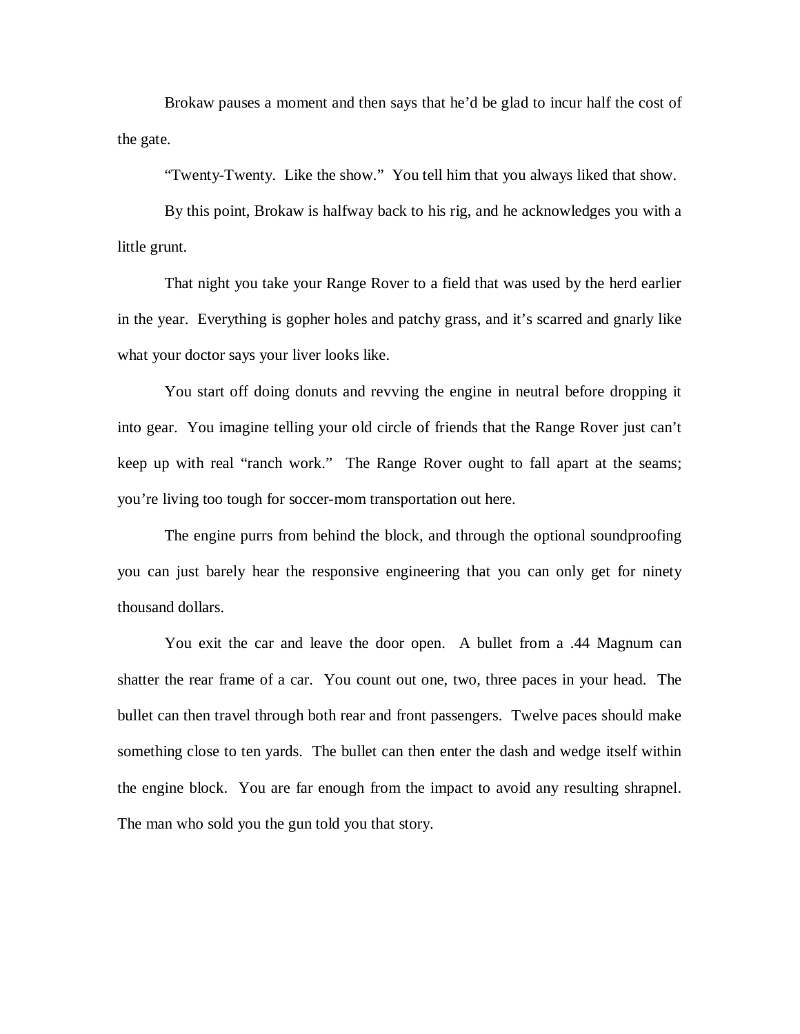Brokaw pauses a moment and then says that he'd be glad to incur half the cost of the gate.

"Twenty-Twenty. Like the show." You tell him that you always liked that show.

By this point, Brokaw is halfway back to his rig, and he acknowledges you with a little grunt.

That night you take your Range Rover to a field that was used by the herd earlier in the year. Everything is gopher holes and patchy grass, and it's scarred and gnarly like what your doctor says your liver looks like.

You start off doing donuts and revving the engine in neutral before dropping it into gear. You imagine telling your old circle of friends that the Range Rover just can't keep up with real "ranch work." The Range Rover ought to fall apart at the seams; you're living too tough for soccer-mom transportation out here.

The engine purrs from behind the block, and through the optional soundproofing you can just barely hear the responsive engineering that you can only get for ninety thousand dollars.

You exit the car and leave the door open. A bullet from a .44 Magnum can shatter the rear frame of a car. You count out one, two, three paces in your head. The bullet can then travel through both rear and front passengers. Twelve paces should make something close to ten yards. The bullet can then enter the dash and wedge itself within the engine block. You are far enough from the impact to avoid any resulting shrapnel. The man who sold you the gun told you that story.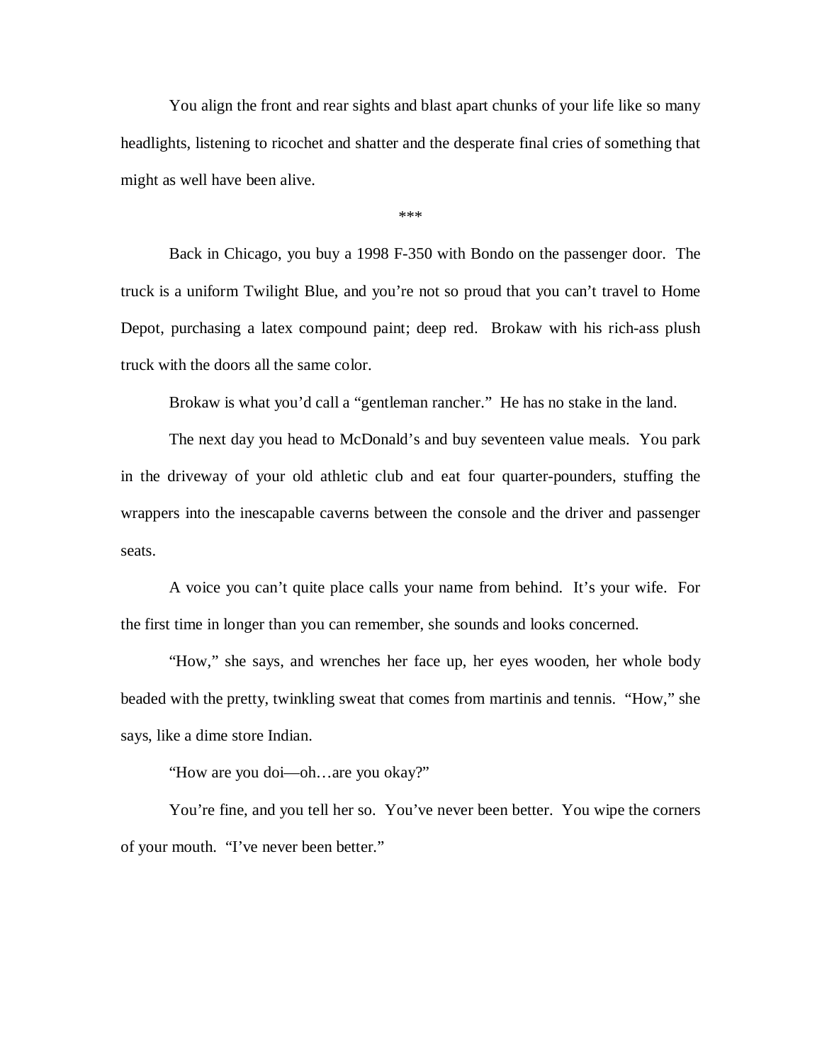You align the front and rear sights and blast apart chunks of your life like so many headlights, listening to ricochet and shatter and the desperate final cries of something that might as well have been alive.

***

Back in Chicago, you buy a 1998 F-350 with Bondo on the passenger door. The truck is a uniform Twilight Blue, and you're not so proud that you can't travel to Home Depot, purchasing a latex compound paint; deep red. Brokaw with his rich-ass plush truck with the doors all the same color.

Brokaw is what you'd call a "gentleman rancher." He has no stake in the land.

The next day you head to McDonald's and buy seventeen value meals. You park in the driveway of your old athletic club and eat four quarter-pounders, stuffing the wrappers into the inescapable caverns between the console and the driver and passenger seats.

A voice you can't quite place calls your name from behind. It's your wife. For the first time in longer than you can remember, she sounds and looks concerned.

"How," she says, and wrenches her face up, her eyes wooden, her whole body beaded with the pretty, twinkling sweat that comes from martinis and tennis. "How," she says, like a dime store Indian.

"How are you doi—oh…are you okay?"

You're fine, and you tell her so. You've never been better. You wipe the corners of your mouth. "I've never been better."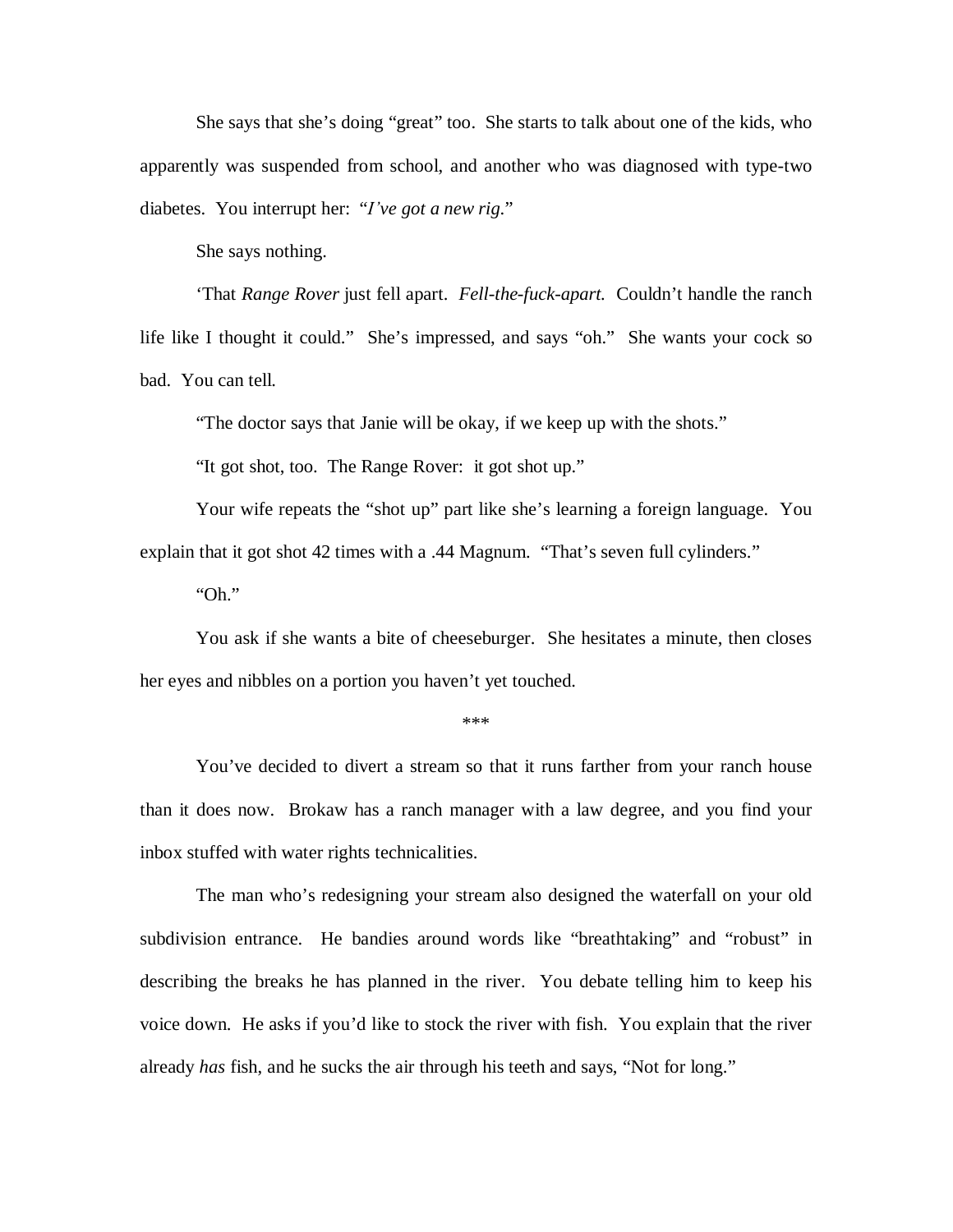She says that she's doing "great" too. She starts to talk about one of the kids, who apparently was suspended from school, and another who was diagnosed with type-two diabetes. You interrupt her: "*I've got a new rig.*"

She says nothing.

'That *Range Rover* just fell apart. *Fell-the-fuck-apart.* Couldn't handle the ranch life like I thought it could." She's impressed, and says "oh." She wants your cock so bad. You can tell.

"The doctor says that Janie will be okay, if we keep up with the shots."

"It got shot, too. The Range Rover: it got shot up."

Your wife repeats the "shot up" part like she's learning a foreign language. You explain that it got shot 42 times with a .44 Magnum. "That's seven full cylinders."

"Oh."

You ask if she wants a bite of cheeseburger. She hesitates a minute, then closes her eyes and nibbles on a portion you haven't yet touched.

***

You've decided to divert a stream so that it runs farther from your ranch house than it does now. Brokaw has a ranch manager with a law degree, and you find your inbox stuffed with water rights technicalities.

The man who's redesigning your stream also designed the waterfall on your old subdivision entrance. He bandies around words like "breathtaking" and "robust" in describing the breaks he has planned in the river. You debate telling him to keep his voice down. He asks if you'd like to stock the river with fish. You explain that the river already *has* fish, and he sucks the air through his teeth and says, "Not for long."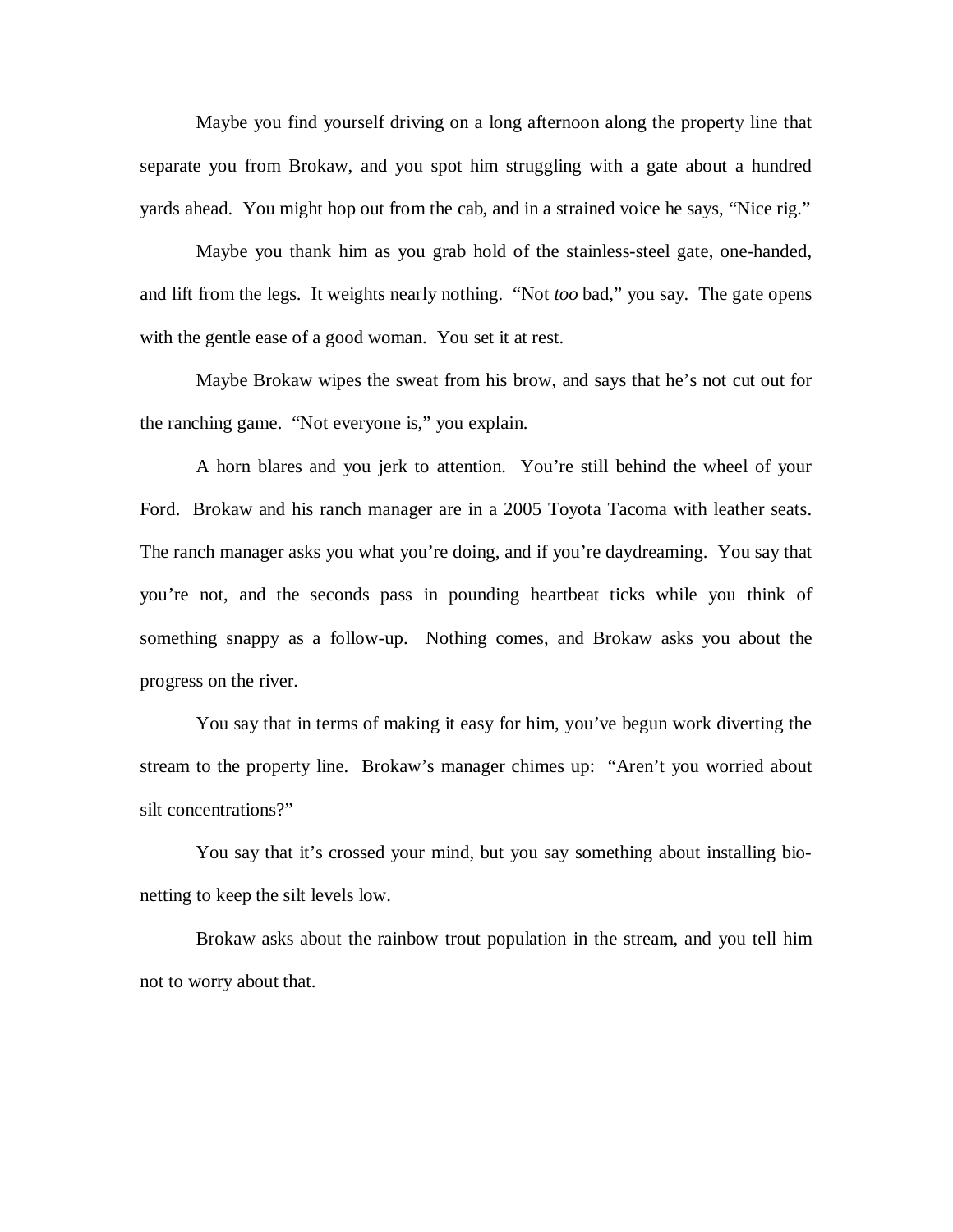Maybe you find yourself driving on a long afternoon along the property line that separate you from Brokaw, and you spot him struggling with a gate about a hundred yards ahead. You might hop out from the cab, and in a strained voice he says, "Nice rig."

Maybe you thank him as you grab hold of the stainless-steel gate, one-handed, and lift from the legs. It weights nearly nothing. "Not *too* bad," you say. The gate opens with the gentle ease of a good woman. You set it at rest.

Maybe Brokaw wipes the sweat from his brow, and says that he's not cut out for the ranching game. "Not everyone is," you explain.

A horn blares and you jerk to attention. You're still behind the wheel of your Ford. Brokaw and his ranch manager are in a 2005 Toyota Tacoma with leather seats. The ranch manager asks you what you're doing, and if you're daydreaming. You say that you're not, and the seconds pass in pounding heartbeat ticks while you think of something snappy as a follow-up. Nothing comes, and Brokaw asks you about the progress on the river.

You say that in terms of making it easy for him, you've begun work diverting the stream to the property line. Brokaw's manager chimes up: "Aren't you worried about silt concentrations?"

You say that it's crossed your mind, but you say something about installing bio-netting to keep the silt levels low.

Brokaw asks about the rainbow trout population in the stream, and you tell him not to worry about that.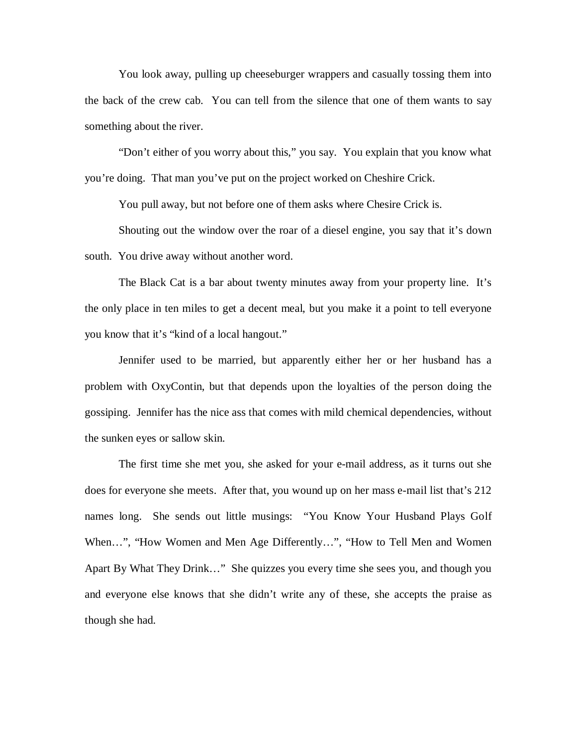You look away, pulling up cheeseburger wrappers and casually tossing them into the back of the crew cab. You can tell from the silence that one of them wants to say something about the river.

"Don't either of you worry about this," you say. You explain that you know what you're doing. That man you've put on the project worked on Cheshire Crick.

You pull away, but not before one of them asks where Chesire Crick is.

Shouting out the window over the roar of a diesel engine, you say that it's down south. You drive away without another word.

The Black Cat is a bar about twenty minutes away from your property line. It's the only place in ten miles to get a decent meal, but you make it a point to tell everyone you know that it's "kind of a local hangout."

Jennifer used to be married, but apparently either her or her husband has a problem with OxyContin, but that depends upon the loyalties of the person doing the gossiping. Jennifer has the nice ass that comes with mild chemical dependencies, without the sunken eyes or sallow skin.

The first time she met you, she asked for your e-mail address, as it turns out she does for everyone she meets. After that, you wound up on her mass e-mail list that's 212 names long. She sends out little musings: "You Know Your Husband Plays Golf When…", "How Women and Men Age Differently…", "How to Tell Men and Women Apart By What They Drink…" She quizzes you every time she sees you, and though you and everyone else knows that she didn't write any of these, she accepts the praise as though she had.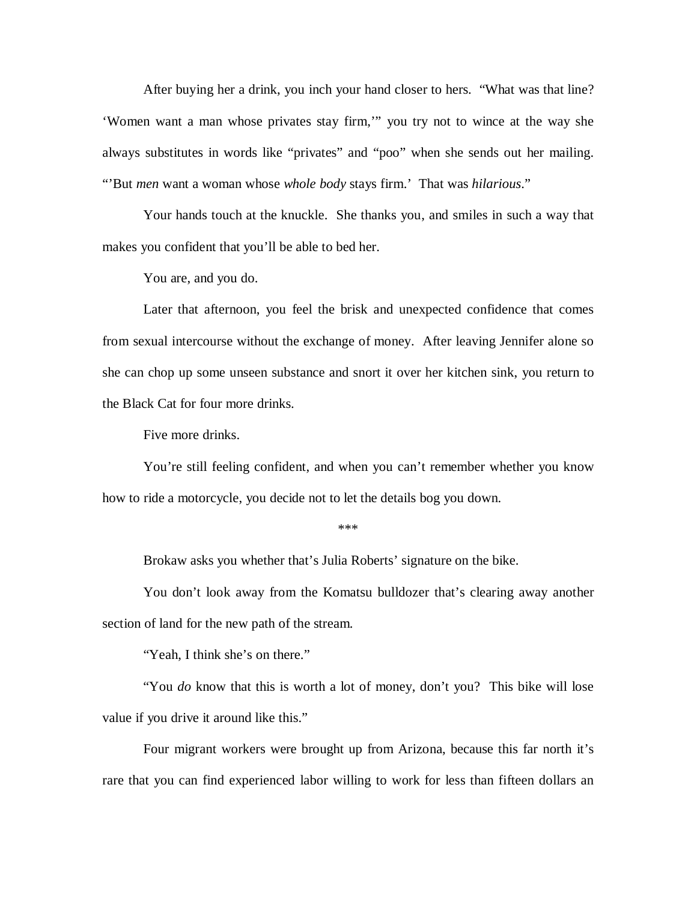After buying her a drink, you inch your hand closer to hers. "What was that line? 'Women want a man whose privates stay firm,'" you try not to wince at the way she always substitutes in words like "privates" and "poo" when she sends out her mailing. "'But *men* want a woman whose *whole body* stays firm.' That was *hilarious*."

Your hands touch at the knuckle. She thanks you, and smiles in such a way that makes you confident that you'll be able to bed her.

You are, and you do.

Later that afternoon, you feel the brisk and unexpected confidence that comes from sexual intercourse without the exchange of money. After leaving Jennifer alone so she can chop up some unseen substance and snort it over her kitchen sink, you return to the Black Cat for four more drinks.

Five more drinks.

You're still feeling confident, and when you can't remember whether you know how to ride a motorcycle, you decide not to let the details bog you down.

***

Brokaw asks you whether that's Julia Roberts' signature on the bike.

You don't look away from the Komatsu bulldozer that's clearing away another section of land for the new path of the stream.

"Yeah, I think she's on there."

"You *do* know that this is worth a lot of money, don't you? This bike will lose value if you drive it around like this."

Four migrant workers were brought up from Arizona, because this far north it's rare that you can find experienced labor willing to work for less than fifteen dollars an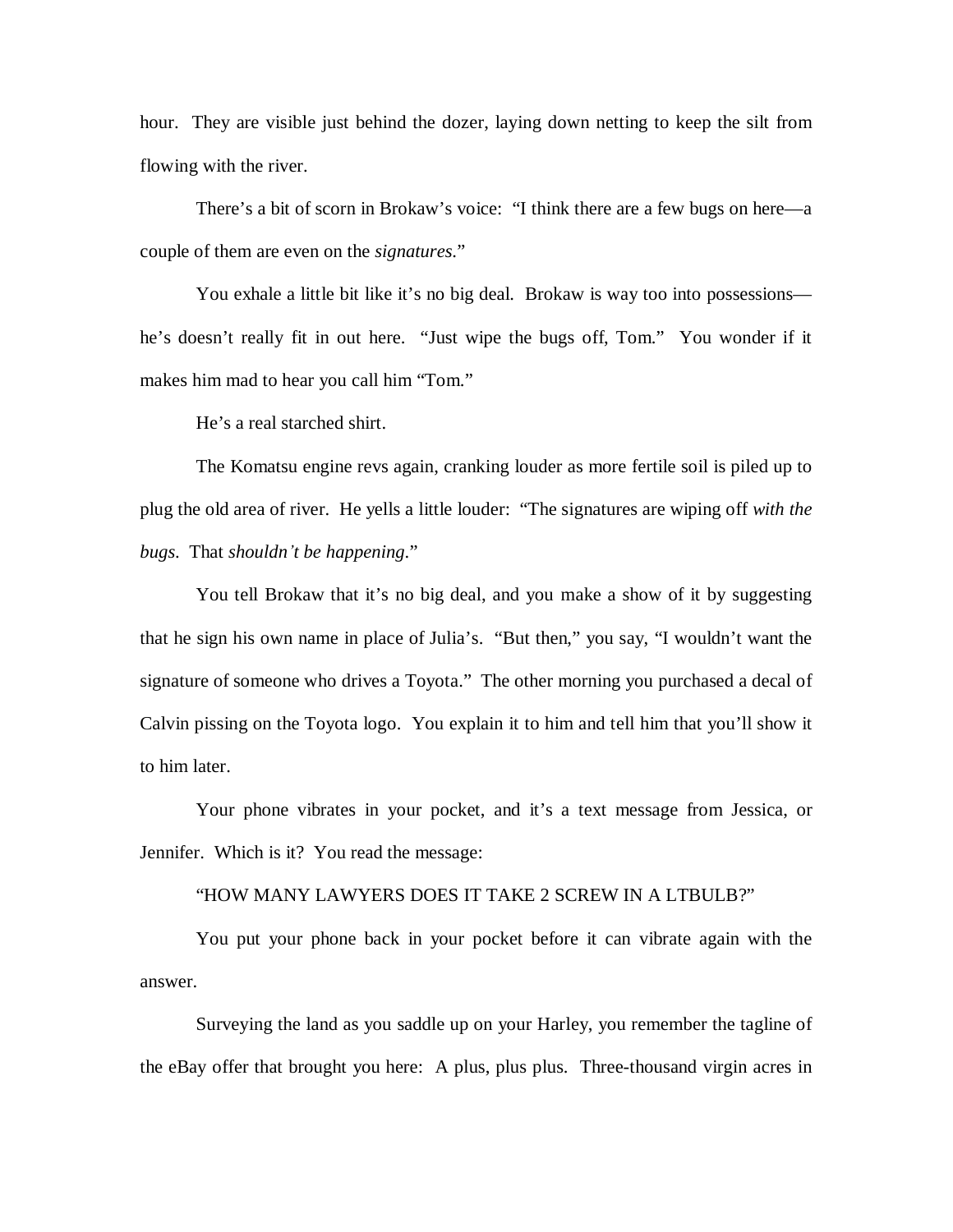hour. They are visible just behind the dozer, laying down netting to keep the silt from flowing with the river.

There's a bit of scorn in Brokaw's voice: "I think there are a few bugs on here—a couple of them are even on the *signatures*."

You exhale a little bit like it's no big deal. Brokaw is way too into possessions—he's doesn't really fit in out here. "Just wipe the bugs off, Tom." You wonder if it makes him mad to hear you call him "Tom."

He's a real starched shirt.

The Komatsu engine revs again, cranking louder as more fertile soil is piled up to plug the old area of river. He yells a little louder: "The signatures are wiping off *with the bugs*. That *shouldn't be happening*."

You tell Brokaw that it's no big deal, and you make a show of it by suggesting that he sign his own name in place of Julia's. "But then," you say, "I wouldn't want the signature of someone who drives a Toyota." The other morning you purchased a decal of Calvin pissing on the Toyota logo. You explain it to him and tell him that you'll show it to him later.

Your phone vibrates in your pocket, and it's a text message from Jessica, or Jennifer. Which is it? You read the message:

"HOW MANY LAWYERS DOES IT TAKE 2 SCREW IN A LTBULB?"

You put your phone back in your pocket before it can vibrate again with the answer.

Surveying the land as you saddle up on your Harley, you remember the tagline of the eBay offer that brought you here: A plus, plus plus. Three-thousand virgin acres in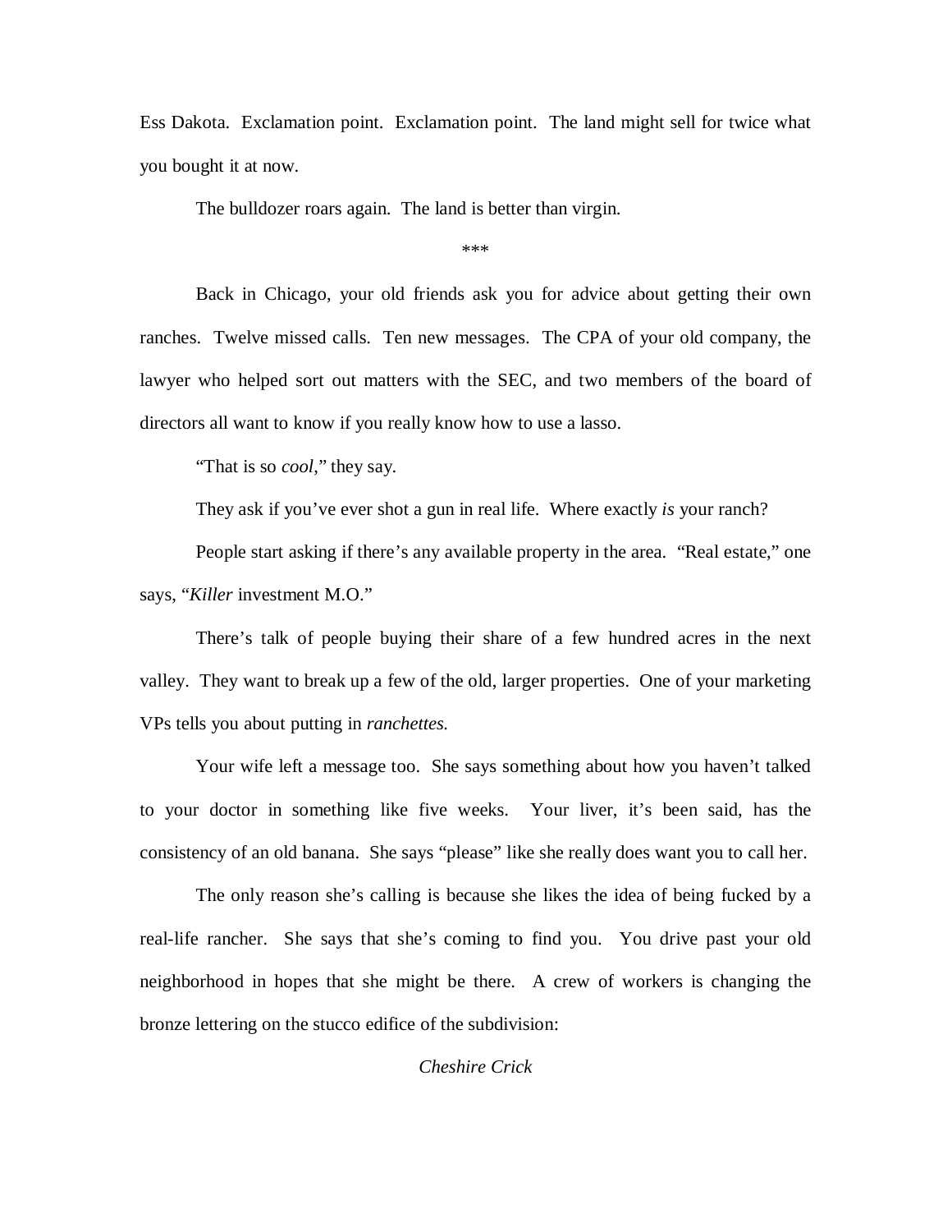Ess Dakota. Exclamation point. Exclamation point. The land might sell for twice what you bought it at now.

The bulldozer roars again. The land is better than virgin.

***

Back in Chicago, your old friends ask you for advice about getting their own ranches. Twelve missed calls. Ten new messages. The CPA of your old company, the lawyer who helped sort out matters with the SEC, and two members of the board of directors all want to know if you really know how to use a lasso.

"That is so *cool*," they say.

They ask if you've ever shot a gun in real life. Where exactly *is* your ranch?

People start asking if there's any available property in the area. "Real estate," one says, "*Killer* investment M.O."

There's talk of people buying their share of a few hundred acres in the next valley. They want to break up a few of the old, larger properties. One of your marketing VPs tells you about putting in *ranchettes.*

Your wife left a message too. She says something about how you haven't talked to your doctor in something like five weeks. Your liver, it's been said, has the consistency of an old banana. She says "please" like she really does want you to call her.

The only reason she's calling is because she likes the idea of being fucked by a real-life rancher. She says that she's coming to find you. You drive past your old neighborhood in hopes that she might be there. A crew of workers is changing the bronze lettering on the stucco edifice of the subdivision:

*Cheshire Crick*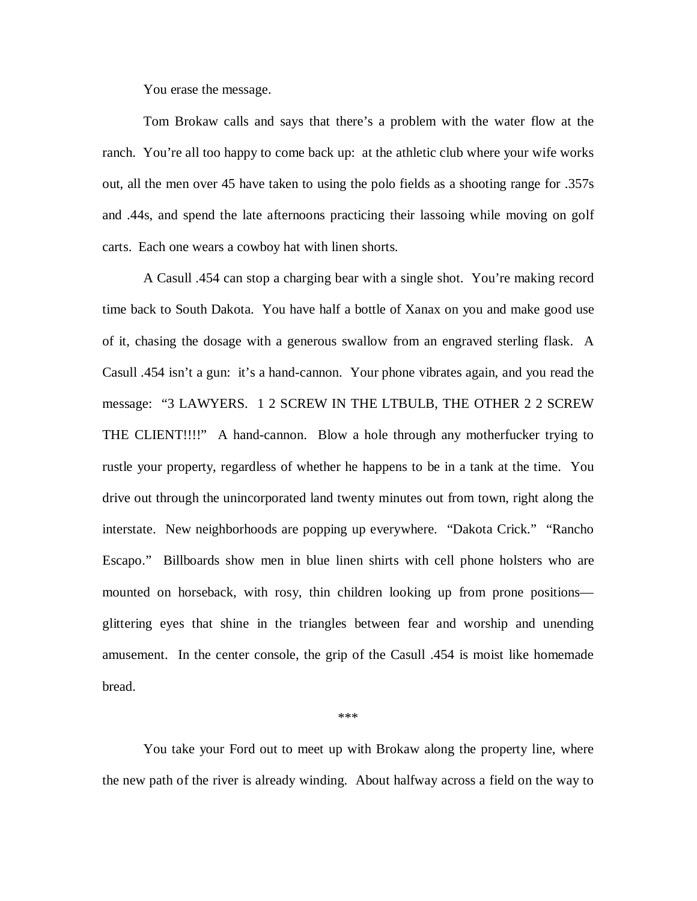You erase the message.

Tom Brokaw calls and says that there's a problem with the water flow at the ranch. You're all too happy to come back up: at the athletic club where your wife works out, all the men over 45 have taken to using the polo fields as a shooting range for .357s and .44s, and spend the late afternoons practicing their lassoing while moving on golf carts. Each one wears a cowboy hat with linen shorts.

A Casull .454 can stop a charging bear with a single shot. You're making record time back to South Dakota. You have half a bottle of Xanax on you and make good use of it, chasing the dosage with a generous swallow from an engraved sterling flask. A Casull .454 isn't a gun: it's a hand-cannon. Your phone vibrates again, and you read the message: "3 LAWYERS. 1 2 SCREW IN THE LTBULB, THE OTHER 2 2 SCREW THE CLIENT!!!!" A hand-cannon. Blow a hole through any motherfucker trying to rustle your property, regardless of whether he happens to be in a tank at the time. You drive out through the unincorporated land twenty minutes out from town, right along the interstate. New neighborhoods are popping up everywhere. "Dakota Crick." "Rancho Escapo." Billboards show men in blue linen shirts with cell phone holsters who are mounted on horseback, with rosy, thin children looking up from prone positions—glittering eyes that shine in the triangles between fear and worship and unending amusement. In the center console, the grip of the Casull .454 is moist like homemade bread.

\*\*\*

You take your Ford out to meet up with Brokaw along the property line, where the new path of the river is already winding. About halfway across a field on the way to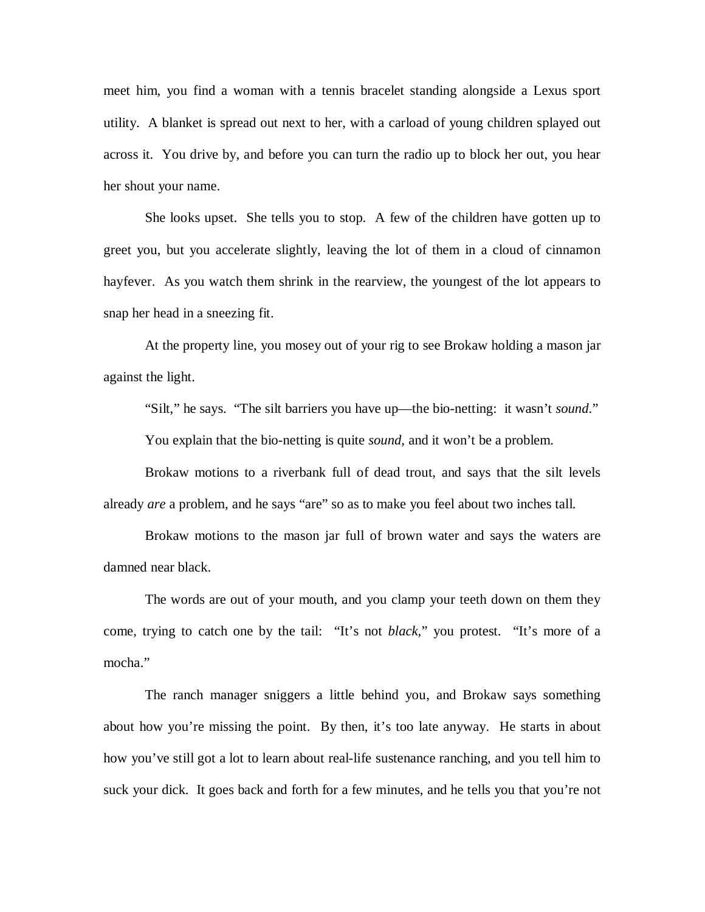meet him, you find a woman with a tennis bracelet standing alongside a Lexus sport utility. A blanket is spread out next to her, with a carload of young children splayed out across it. You drive by, and before you can turn the radio up to block her out, you hear her shout your name.

She looks upset. She tells you to stop. A few of the children have gotten up to greet you, but you accelerate slightly, leaving the lot of them in a cloud of cinnamon hayfever. As you watch them shrink in the rearview, the youngest of the lot appears to snap her head in a sneezing fit.

At the property line, you mosey out of your rig to see Brokaw holding a mason jar against the light.

"Silt," he says. "The silt barriers you have up—the bio-netting: it wasn't *sound*."

You explain that the bio-netting is quite *sound,* and it won't be a problem.

Brokaw motions to a riverbank full of dead trout, and says that the silt levels already *are* a problem, and he says "are" so as to make you feel about two inches tall.

Brokaw motions to the mason jar full of brown water and says the waters are damned near black.

The words are out of your mouth, and you clamp your teeth down on them they come, trying to catch one by the tail: "It's not *black*," you protest. "It's more of a mocha."

The ranch manager sniggers a little behind you, and Brokaw says something about how you're missing the point. By then, it's too late anyway. He starts in about how you've still got a lot to learn about real-life sustenance ranching, and you tell him to suck your dick. It goes back and forth for a few minutes, and he tells you that you're not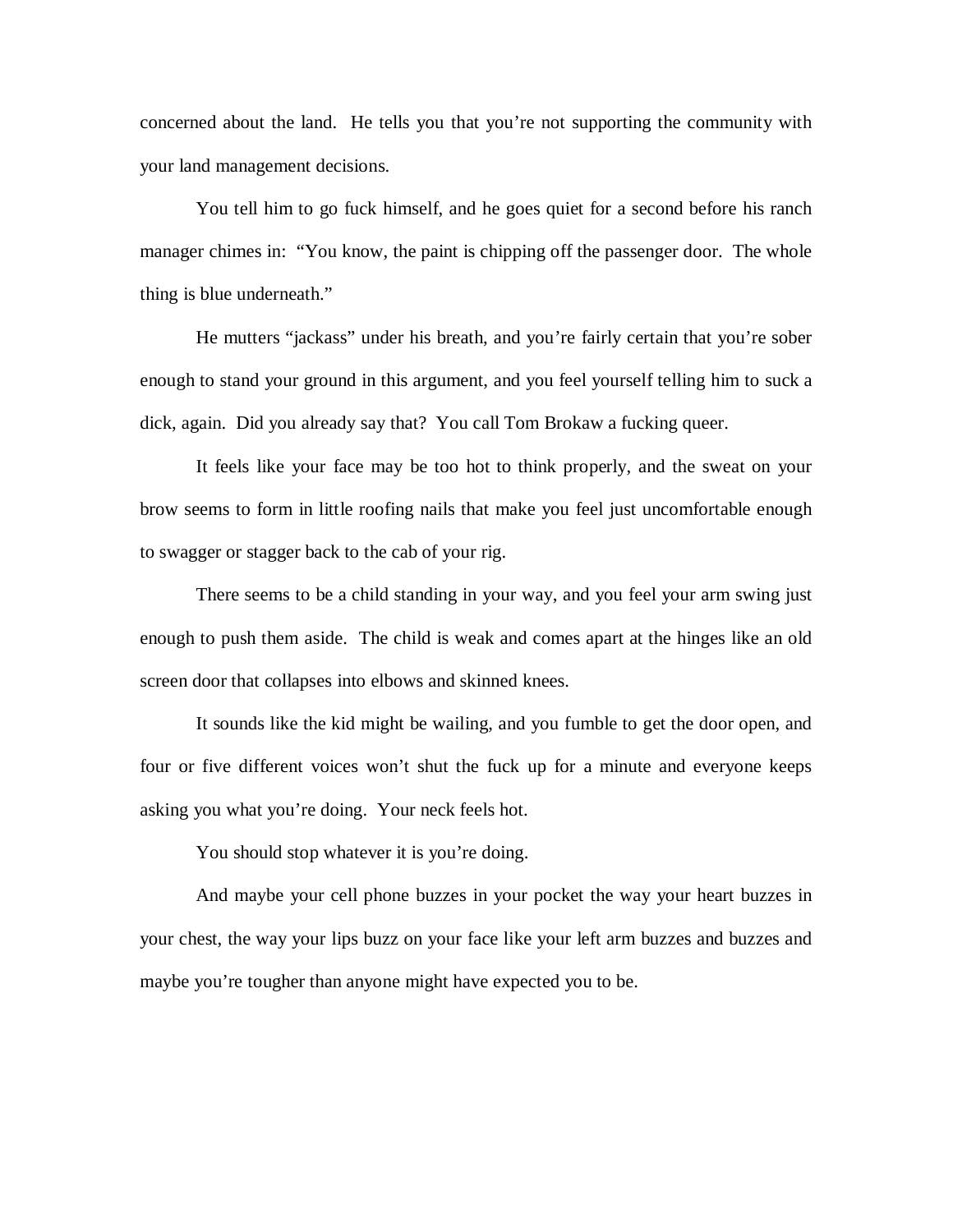concerned about the land. He tells you that you're not supporting the community with your land management decisions.

You tell him to go fuck himself, and he goes quiet for a second before his ranch manager chimes in: "You know, the paint is chipping off the passenger door. The whole thing is blue underneath."

He mutters "jackass" under his breath, and you're fairly certain that you're sober enough to stand your ground in this argument, and you feel yourself telling him to suck a dick, again. Did you already say that? You call Tom Brokaw a fucking queer.

It feels like your face may be too hot to think properly, and the sweat on your brow seems to form in little roofing nails that make you feel just uncomfortable enough to swagger or stagger back to the cab of your rig.

There seems to be a child standing in your way, and you feel your arm swing just enough to push them aside. The child is weak and comes apart at the hinges like an old screen door that collapses into elbows and skinned knees.

It sounds like the kid might be wailing, and you fumble to get the door open, and four or five different voices won't shut the fuck up for a minute and everyone keeps asking you what you're doing. Your neck feels hot.

You should stop whatever it is you're doing.

And maybe your cell phone buzzes in your pocket the way your heart buzzes in your chest, the way your lips buzz on your face like your left arm buzzes and buzzes and maybe you're tougher than anyone might have expected you to be.